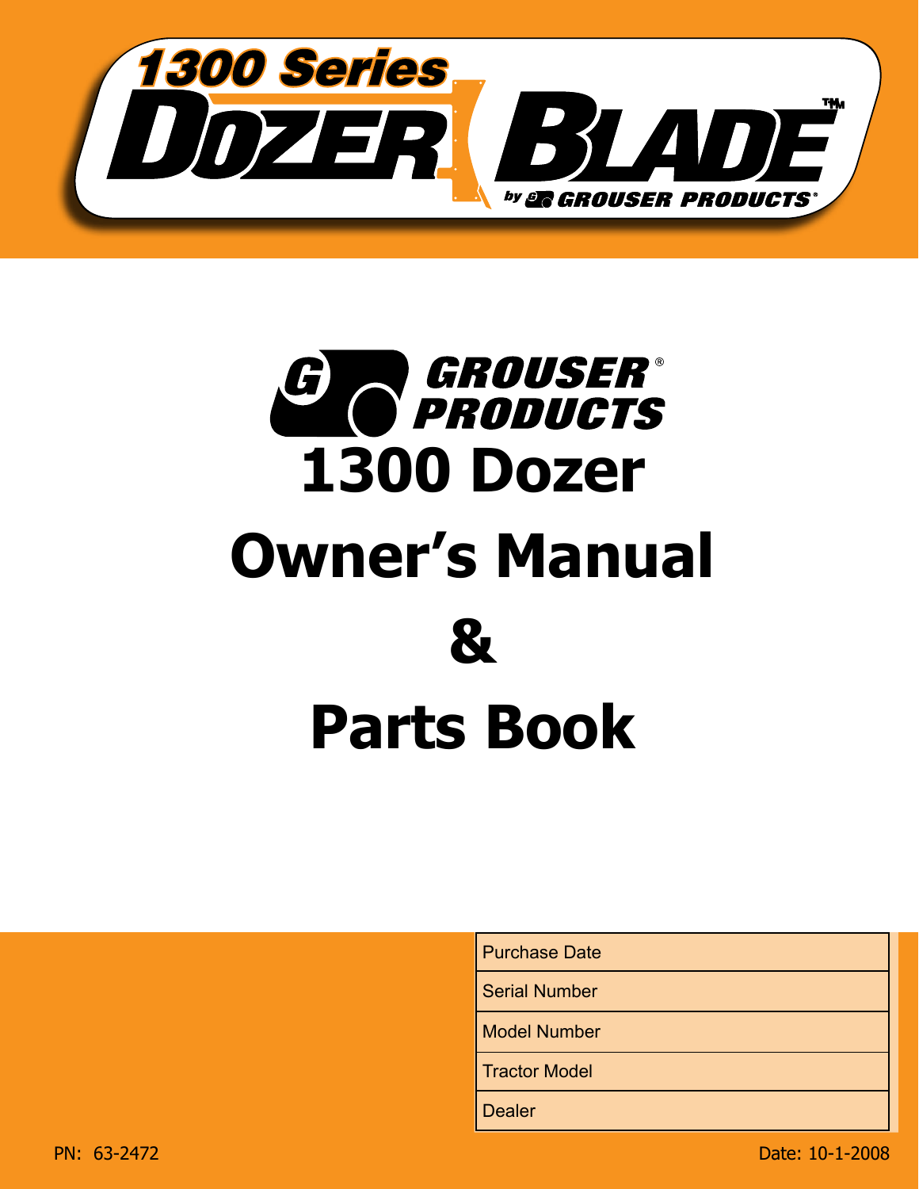# 1300 Series DOZER BLADE™

by GROUSER PRODUCTS®

GROUSER® PRODUCTS

# 1300 Dozer

# Owner's Manual

# &

# Parts Book

| Purchase Date |
|---|
| Serial Number |
| Model Number |
| Tractor Model |
| Dealer |

PN: 63-2472

Date: 10-1-2008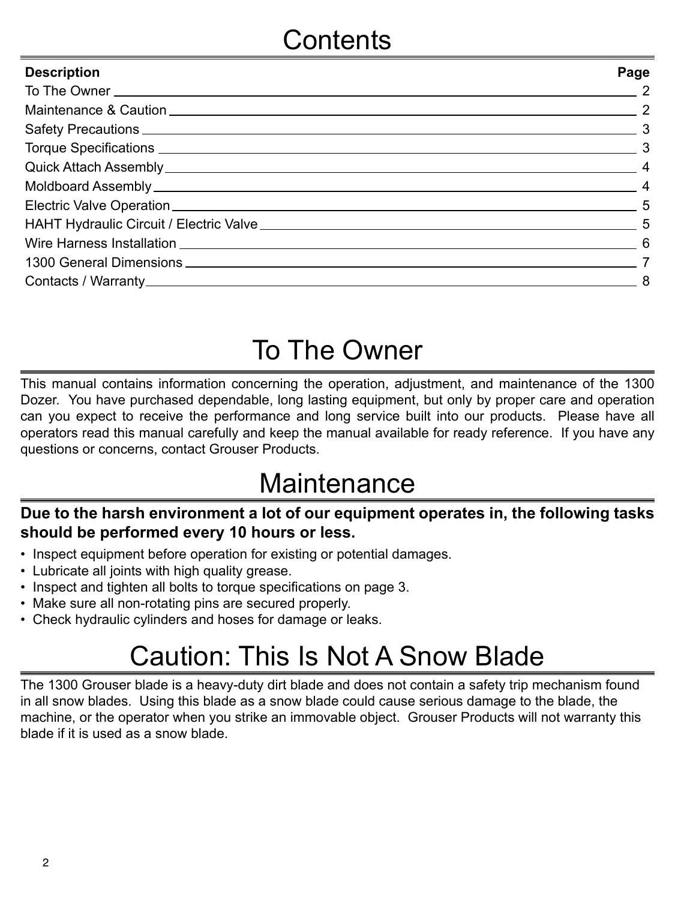# Contents

| Description | Page |
| --- | --- |
| To The Owner | 2 |
| Maintenance & Caution | 2 |
| Safety Precautions | 3 |
| Torque Specifications | 3 |
| Quick Attach Assembly | 4 |
| Moldboard Assembly | 4 |
| Electric Valve Operation | 5 |
| HAHT Hydraulic Circuit / Electric Valve | 5 |
| Wire Harness Installation | 6 |
| 1300 General Dimensions | 7 |
| Contacts / Warranty | 8 |

# To The Owner

This manual contains information concerning the operation, adjustment, and maintenance of the 1300 Dozer. You have purchased dependable, long lasting equipment, but only by proper care and operation can you expect to receive the performance and long service built into our products. Please have all operators read this manual carefully and keep the manual available for ready reference. If you have any questions or concerns, contact Grouser Products.

# Maintenance

**Due to the harsh environment a lot of our equipment operates in, the following tasks should be performed every 10 hours or less.**

- Inspect equipment before operation for existing or potential damages.
- Lubricate all joints with high quality grease.
- Inspect and tighten all bolts to torque specifications on page 3.
- Make sure all non-rotating pins are secured properly.
- Check hydraulic cylinders and hoses for damage or leaks.

# Caution: This Is Not A Snow Blade

The 1300 Grouser blade is a heavy-duty dirt blade and does not contain a safety trip mechanism found in all snow blades. Using this blade as a snow blade could cause serious damage to the blade, the machine, or the operator when you strike an immovable object. Grouser Products will not warranty this blade if it is used as a snow blade.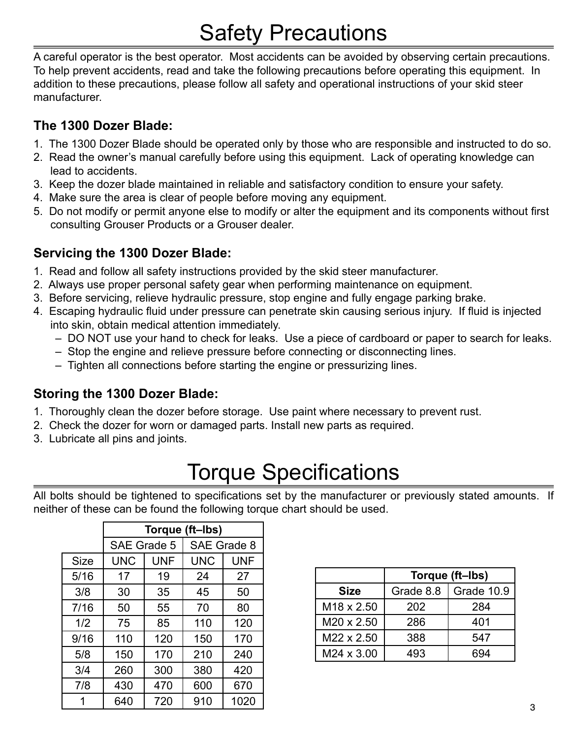# Safety Precautions

A careful operator is the best operator. Most accidents can be avoided by observing certain precautions. To help prevent accidents, read and take the following precautions before operating this equipment. In addition to these precautions, please follow all safety and operational instructions of your skid steer manufacturer.

### The 1300 Dozer Blade:

1. The 1300 Dozer Blade should be operated only by those who are responsible and instructed to do so.
2. Read the owner's manual carefully before using this equipment. Lack of operating knowledge can lead to accidents.
3. Keep the dozer blade maintained in reliable and satisfactory condition to ensure your safety.
4. Make sure the area is clear of people before moving any equipment.
5. Do not modify or permit anyone else to modify or alter the equipment and its components without first consulting Grouser Products or a Grouser dealer.

### Servicing the 1300 Dozer Blade:

1. Read and follow all safety instructions provided by the skid steer manufacturer.
2. Always use proper personal safety gear when performing maintenance on equipment.
3. Before servicing, relieve hydraulic pressure, stop engine and fully engage parking brake.
4. Escaping hydraulic fluid under pressure can penetrate skin causing serious injury. If fluid is injected into skin, obtain medical attention immediately.
   - DO NOT use your hand to check for leaks. Use a piece of cardboard or paper to search for leaks.
   - Stop the engine and relieve pressure before connecting or disconnecting lines.
   - Tighten all connections before starting the engine or pressurizing lines.

### Storing the 1300 Dozer Blade:

1. Thoroughly clean the dozer before storage. Use paint where necessary to prevent rust.
2. Check the dozer for worn or damaged parts. Install new parts as required.
3. Lubricate all pins and joints.

# Torque Specifications

All bolts should be tightened to specifications set by the manufacturer or previously stated amounts. If neither of these can be found the following torque chart should be used.

| | Torque (ft–lbs) | | | |
|---|---|---|---|---|
| | SAE Grade 5 | | SAE Grade 8 | |
| Size | UNC | UNF | UNC | UNF |
| 5/16 | 17 | 19 | 24 | 27 |
| 3/8 | 30 | 35 | 45 | 50 |
| 7/16 | 50 | 55 | 70 | 80 |
| 1/2 | 75 | 85 | 110 | 120 |
| 9/16 | 110 | 120 | 150 | 170 |
| 5/8 | 150 | 170 | 210 | 240 |
| 3/4 | 260 | 300 | 380 | 420 |
| 7/8 | 430 | 470 | 600 | 670 |
| 1 | 640 | 720 | 910 | 1020 |

| | Torque (ft–lbs) | |
|---|---|---|
| Size | Grade 8.8 | Grade 10.9 |
| M18 x 2.50 | 202 | 284 |
| M20 x 2.50 | 286 | 401 |
| M22 x 2.50 | 388 | 547 |
| M24 x 3.00 | 493 | 694 |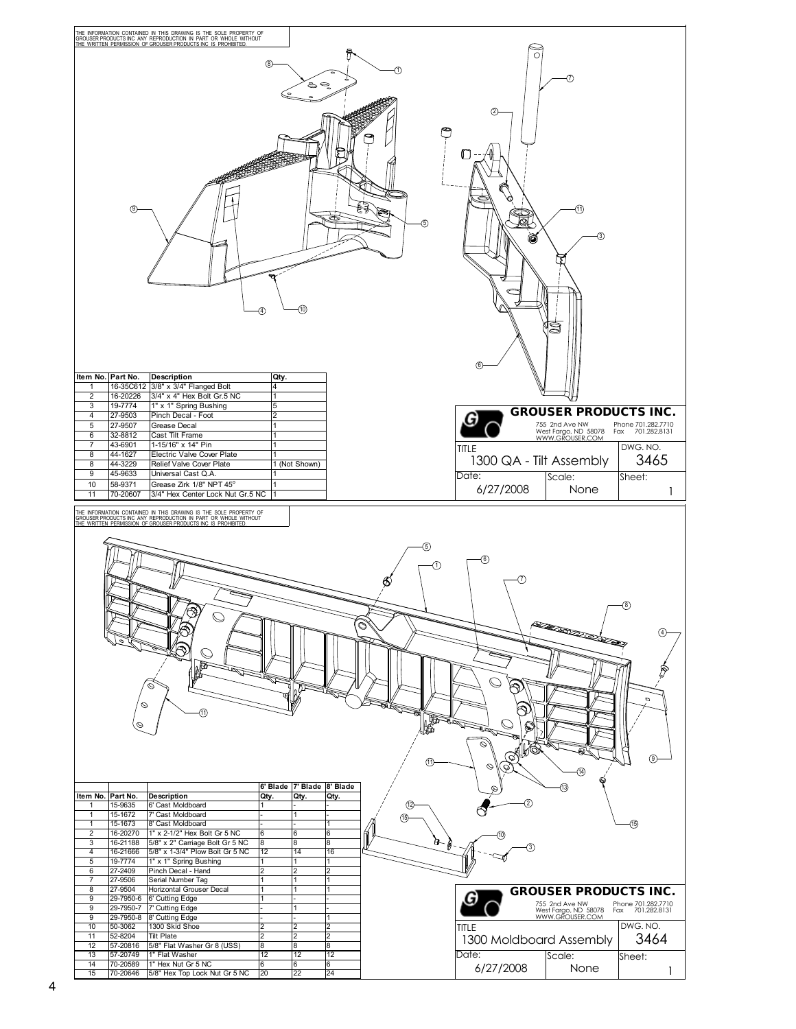THE INFORMATION CONTAINED IN THIS DRAWING IS THE SOLE PROPERTY OF GROUSER PRODUCTS INC ANY REPRODUCTION IN PART OR WHOLE WITHOUT THE WRITTEN PERMISSION OF GROUSER PRODUCTS INC IS PROHIBITED.

| Item No. | Part No. | Description | Qty. |
|---|---|---|---|
| 1 | 16-35C612 | 3/8" x 3/4" Flanged Bolt | 4 |
| 2 | 16-20226 | 3/4" x 4" Hex Bolt Gr.5 NC | 1 |
| 3 | 19-7774 | 1" x 1" Spring Bushing | 5 |
| 4 | 27-9503 | Pinch Decal - Foot | 2 |
| 5 | 27-9507 | Grease Decal | 1 |
| 6 | 32-8812 | Cast Tilt Frame | 1 |
| 7 | 43-6901 | 1-15/16" x 14" Pin | 1 |
| 8 | 44-1627 | Electric Valve Cover Plate | 1 |
| 8 | 44-3229 | Relief Valve Cover Plate | 1 (Not Shown) |
| 9 | 45-9633 | Universal Cast Q.A. | 1 |
| 10 | 58-9371 | Grease Zirk 1/8" NPT 45° | 1 |
| 11 | 70-20607 | 3/4" Hex Center Lock Nut Gr.5 NC | 1 |

**GROUSER PRODUCTS INC.**
755 2nd Ave NW
West Fargo, ND 58078
WWW.GROUSER.COM
Phone 701.282.7710
Fax 701.282.8131

| TITLE | | DWG. NO. |
|---|---|---|
| 1300 QA - Tilt Assembly | | 3465 |
| Date: 6/27/2008 | Scale: None | Sheet: 1 |

THE INFORMATION CONTAINED IN THIS DRAWING IS THE SOLE PROPERTY OF GROUSER PRODUCTS INC ANY REPRODUCTION IN PART OR WHOLE WITHOUT THE WRITTEN PERMISSION OF GROUSER PRODUCTS INC IS PROHIBITED.

| Item No. | Part No. | Description | 6' Blade Qty. | 7' Blade Qty. | 8' Blade Qty. |
|---|---|---|---|---|---|
| 1 | 15-9635 | 6' Cast Moldboard | 1 | - | - |
| 1 | 15-1672 | 7' Cast Moldboard | - | 1 | - |
| 1 | 15-1673 | 8' Cast Moldboard | - | - | 1 |
| 2 | 16-20270 | 1" x 2-1/2" Hex Bolt Gr 5 NC | 6 | 6 | 6 |
| 3 | 16-21188 | 5/8" x 2" Carriage Bolt Gr 5 NC | 8 | 8 | 8 |
| 4 | 16-21666 | 5/8" x 1-3/4" Plow Bolt Gr 5 NC | 12 | 14 | 16 |
| 5 | 19-7774 | 1" x 1" Spring Bushing | 1 | 1 | 1 |
| 6 | 27-2409 | Pinch Decal - Hand | 2 | 2 | 2 |
| 7 | 27-9506 | Serial Number Tag | 1 | 1 | 1 |
| 8 | 27-9504 | Horizontal Grouser Decal | 1 | 1 | 1 |
| 9 | 29-7950-6 | 6' Cutting Edge | 1 | - | - |
| 9 | 29-7950-7 | 7' Cutting Edge | - | 1 | - |
| 9 | 29-7950-8 | 8' Cutting Edge | - | - | 1 |
| 10 | 50-3062 | 1300 Skid Shoe | 2 | 2 | 2 |
| 11 | 52-8204 | Tilt Plate | 2 | 2 | 2 |
| 12 | 57-20816 | 5/8" Flat Washer Gr 8 (USS) | 8 | 8 | 8 |
| 13 | 57-20749 | 1" Flat Washer | 12 | 12 | 12 |
| 14 | 70-20589 | 1" Hex Nut Gr 5 NC | 6 | 6 | 6 |
| 15 | 70-20646 | 5/8" Hex Top Lock Nut Gr 5 NC | 20 | 22 | 24 |

**GROUSER PRODUCTS INC.**
755 2nd Ave NW
West Fargo, ND 58078
WWW.GROUSER.COM
Phone 701.282.7710
Fax 701.282.8131

| TITLE | | DWG. NO. |
|---|---|---|
| 1300 Moldboard Assembly | | 3464 |
| Date: 6/27/2008 | Scale: None | Sheet: 1 |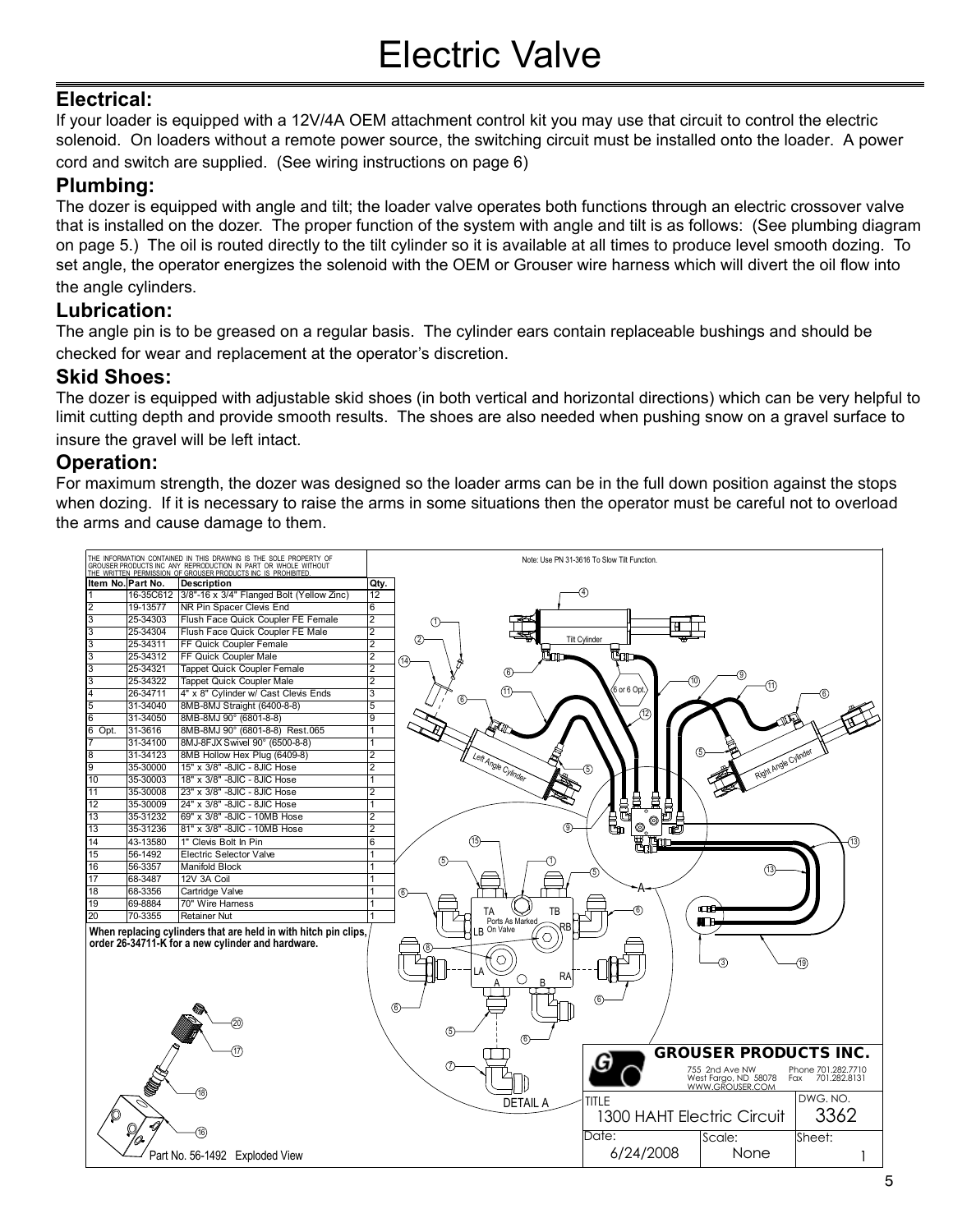# Electric Valve

## Electrical:

If your loader is equipped with a 12V/4A OEM attachment control kit you may use that circuit to control the electric solenoid. On loaders without a remote power source, the switching circuit must be installed onto the loader. A power cord and switch are supplied. (See wiring instructions on page 6)

## Plumbing:

The dozer is equipped with angle and tilt; the loader valve operates both functions through an electric crossover valve that is installed on the dozer. The proper function of the system with angle and tilt is as follows: (See plumbing diagram on page 5.) The oil is routed directly to the tilt cylinder so it is available at all times to produce level smooth dozing. To set angle, the operator energizes the solenoid with the OEM or Grouser wire harness which will divert the oil flow into the angle cylinders.

## Lubrication:

The angle pin is to be greased on a regular basis. The cylinder ears contain replaceable bushings and should be checked for wear and replacement at the operator's discretion.

## Skid Shoes:

The dozer is equipped with adjustable skid shoes (in both vertical and horizontal directions) which can be very helpful to limit cutting depth and provide smooth results. The shoes are also needed when pushing snow on a gravel surface to insure the gravel will be left intact.

## Operation:

For maximum strength, the dozer was designed so the loader arms can be in the full down position against the stops when dozing. If it is necessary to raise the arms in some situations then the operator must be careful not to overload the arms and cause damage to them.

THE INFORMATION CONTAINED IN THIS DRAWING IS THE SOLE PROPERTY OF GROUSER PRODUCTS INC ANY REPRODUCTION IN PART OR WHOLE WITHOUT THE WRITTEN PERMISSION OF GROUSER PRODUCTS INC IS PROHIBITED.

| Item No. | Part No. | Description | Qty. |
|---|---|---|---|
| 1 | 16-35C612 | 3/8"-16 x 3/4" Flanged Bolt (Yellow Zinc) | 12 |
| 2 | 19-13577 | NR Pin Spacer Clevis End | 6 |
| 3 | 25-34303 | Flush Face Quick Coupler FE Female | 2 |
| 3 | 25-34304 | Flush Face Quick Coupler FE Male | 2 |
| 3 | 25-34311 | FF Quick Coupler Female | 2 |
| 3 | 25-34312 | FF Quick Coupler Male | 2 |
| 3 | 25-34321 | Tappet Quick Coupler Female | 2 |
| 3 | 25-34322 | Tappet Quick Coupler Male | 2 |
| 4 | 26-34711 | 4" x 8" Cylinder w/ Cast Clevis Ends | 3 |
| 5 | 31-34040 | 8MB-8MJ Straight (6400-8-8) | 5 |
| 6 | 31-34050 | 8MB-8MJ 90° (6801-8-8) | 9 |
| 6 Opt. | 31-3616 | 8MB-8MJ 90° (6801-8-8) Rest.065 | 1 |
| 7 | 31-34100 | 8MJ-8FJX Swivel 90° (6500-8-8) | 1 |
| 8 | 31-34123 | 8MB Hollow Hex Plug (6409-8) | 2 |
| 9 | 35-30000 | 15" x 3/8" -8JIC - 8JIC Hose | 2 |
| 10 | 35-30003 | 18" x 3/8" -8JIC - 8JIC Hose | 1 |
| 11 | 35-30008 | 23" x 3/8" -8JIC - 8JIC Hose | 2 |
| 12 | 35-30009 | 24" x 3/8" -8JIC - 8JIC Hose | 1 |
| 13 | 35-31232 | 69" x 3/8" -8JIC - 10MB Hose | 2 |
| 13 | 35-31236 | 81" x 3/8" -8JIC - 10MB Hose | 2 |
| 14 | 43-13580 | 1" Clevis Bolt In Pin | 6 |
| 15 | 56-1492 | Electric Selector Valve | 1 |
| 16 | 56-3357 | Manifold Block | 1 |
| 17 | 68-3487 | 12V 3A Coil | 1 |
| 18 | 68-3356 | Cartridge Valve | 1 |
| 19 | 69-8884 | 70" Wire Harness | 1 |
| 20 | 70-3355 | Retainer Nut | 1 |

**When replacing cylinders that are held in with hitch pin clips, order 26-34711-K for a new cylinder and hardware.**

Note: Use PN 31-3616 To Slow Tilt Function.

Tilt Cylinder, Left Angle Cylinder, Right Angle Cylinder, 6 or 6 Opt., A

DETAIL A — TA, TB, Ports As Marked On Valve, LB, RB, LA, RA, A, B

Part No. 56-1492 Exploded View

**GROUSER PRODUCTS INC.**
755 2nd Ave NW, West Fargo, ND 58078, WWW.GROUSER.COM
Phone 701.282.7710, Fax 701.282.8131

| TITLE | | DWG. NO. |
|---|---|---|
| 1300 HAHT Electric Circuit | | 3362 |
| Date: 6/24/2008 | Scale: None | Sheet: 1 |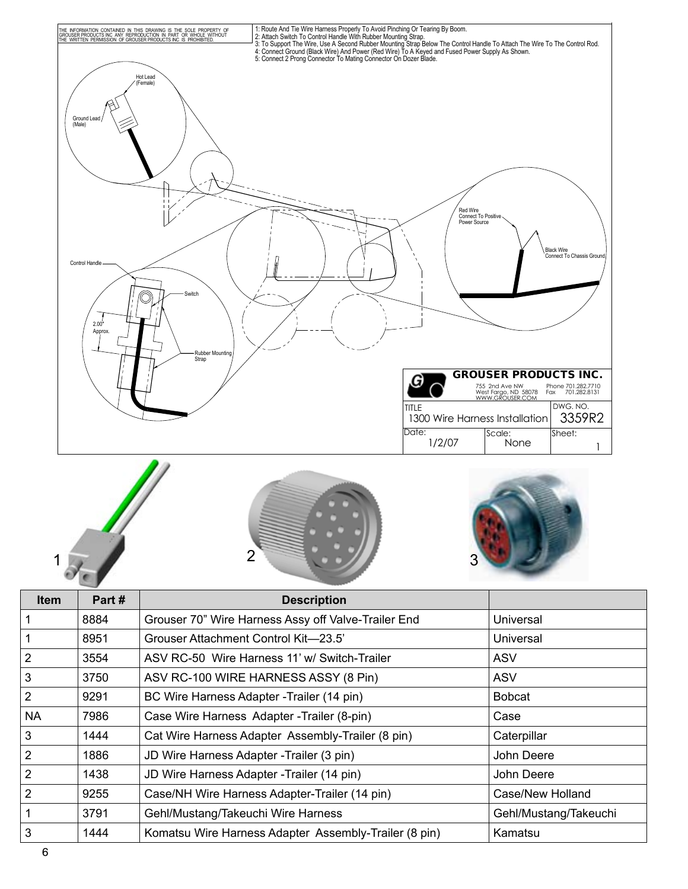THE INFORMATION CONTAINED IN THIS DRAWING IS THE SOLE PROPERTY OF GROUSER PRODUCTS INC ANY REPRODUCTION IN PART OR WHOLE WITHOUT THE WRITTEN PERMISSION OF GROUSER PRODUCTS INC IS PROHIBITED.

1: Route And Tie Wire Harness Properly To Avoid Pinching Or Tearing By Boom.
2: Attach Switch To Control Handle With Rubber Mounting Strap.
3: To Support The Wire, Use A Second Rubber Mounting Strap Below The Control Handle To Attach The Wire To The Control Rod.
4: Connect Ground (Black Wire) And Power (Red Wire) To A Keyed and Fused Power Supply As Shown.
5: Connect 2 Prong Connector To Mating Connector On Dozer Blade.

Hot Lead (Female)

Ground Lead (Male)

Red Wire Connect To Positive Power Source

Black Wire Connect To Chassis Ground

Control Handle

Switch

2.00" Approx.

Rubber Mounting Strap

**GROUSER PRODUCTS INC.**
755 2nd Ave NW
West Fargo, ND 58078
WWW.GROUSER.COM
Phone 701.282.7710
Fax 701.282.8131

| TITLE | DWG. NO. | |
|---|---|---|
| 1300 Wire Harness Installation | 3359R2 | |
| Date: 1/2/07 | Scale: None | Sheet: 1 |

1 2 3

| Item | Part # | Description | |
|---|---|---|---|
| 1 | 8884 | Grouser 70" Wire Harness Assy off Valve-Trailer End | Universal |
| 1 | 8951 | Grouser Attachment Control Kit—23.5' | Universal |
| 2 | 3554 | ASV RC-50 Wire Harness 11' w/ Switch-Trailer | ASV |
| 3 | 3750 | ASV RC-100 WIRE HARNESS ASSY (8 Pin) | ASV |
| 2 | 9291 | BC Wire Harness Adapter -Trailer (14 pin) | Bobcat |
| NA | 7986 | Case Wire Harness Adapter -Trailer (8-pin) | Case |
| 3 | 1444 | Cat Wire Harness Adapter Assembly-Trailer (8 pin) | Caterpillar |
| 2 | 1886 | JD Wire Harness Adapter -Trailer (3 pin) | John Deere |
| 2 | 1438 | JD Wire Harness Adapter -Trailer (14 pin) | John Deere |
| 2 | 9255 | Case/NH Wire Harness Adapter-Trailer (14 pin) | Case/New Holland |
| 1 | 3791 | Gehl/Mustang/Takeuchi Wire Harness | Gehl/Mustang/Takeuchi |
| 3 | 1444 | Komatsu Wire Harness Adapter Assembly-Trailer (8 pin) | Kamatsu |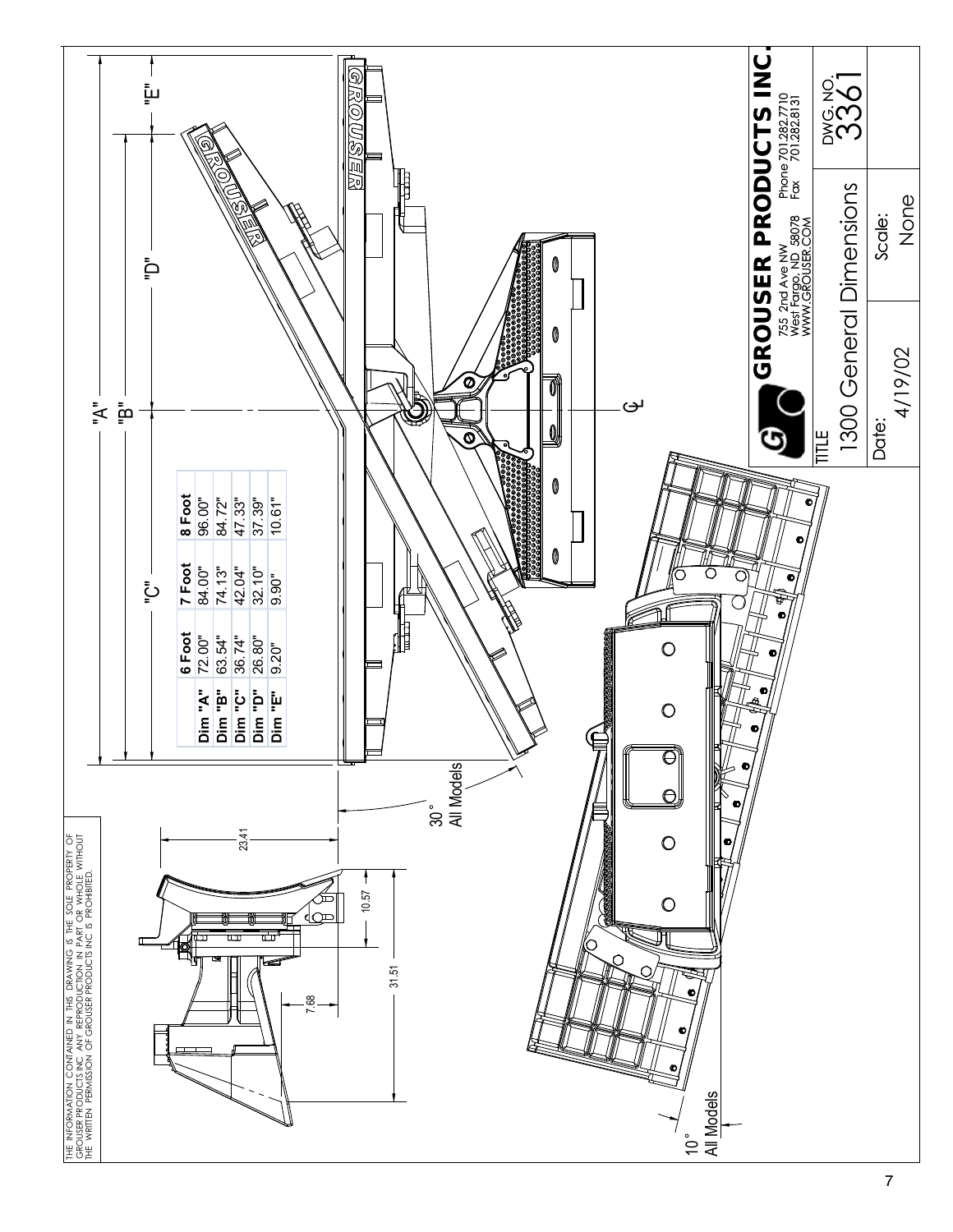THE INFORMATION CONTAINED IN THIS DRAWING IS THE SOLE PROPERTY OF GROUSER PRODUCTS INC. ANY REPRODUCTION IN PART OR WHOLE WITHOUT THE WRITTEN PERMISSION OF GROUSER PRODUCTS INC IS PROHIBITED.

|  | 6 Foot | 7 Foot | 8 Foot |
|---|---|---|---|
| Dim "A" | 72.00" | 84.00" | 96.00" |
| Dim "B" | 63.54" | 74.13" | 84.72" |
| Dim "C" | 36.74" | 42.04" | 47.33" |
| Dim "D" | 26.80" | 32.10" | 37.39" |
| Dim "E" | 9.20" | 9.90" | 10.61" |

"A" "B" "C" "D" "E"

30° All Models

10° All Models

23.41

10.57

31.51

7.68

℄

**GROUSER PRODUCTS INC.**
755 2nd Ave NW
West Fargo, ND 58078
WWW.GROUSER.COM
Phone 701.282.2710
Fax 701.282.8131

TITLE
1300 General Dimensions

DWG. NO.
3361

Date:
4/19/02

Scale:
None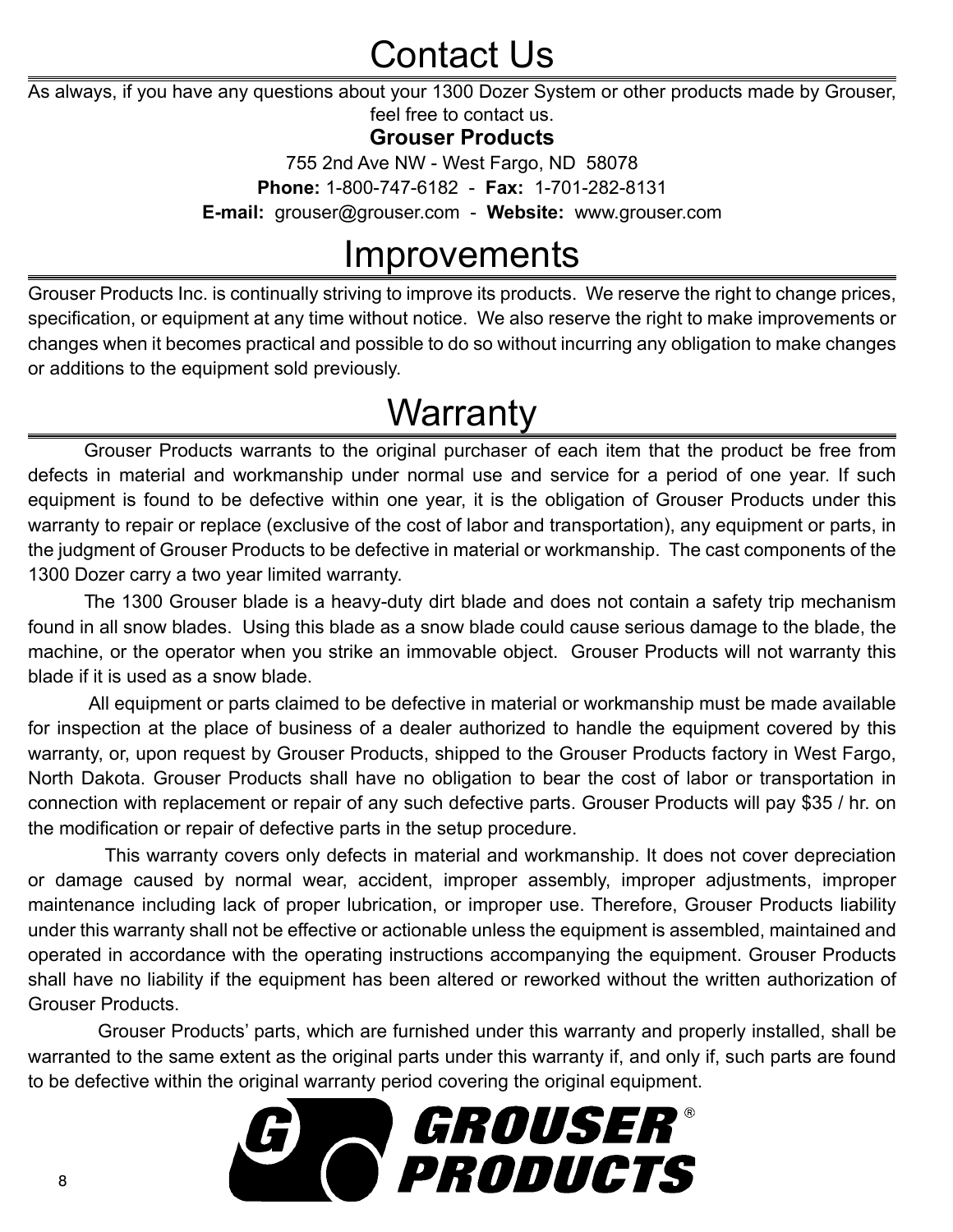# Contact Us

As always, if you have any questions about your 1300 Dozer System or other products made by Grouser, feel free to contact us.

**Grouser Products**

755 2nd Ave NW - West Fargo, ND 58078

**Phone:** 1-800-747-6182 - **Fax:** 1-701-282-8131

**E-mail:** grouser@grouser.com - **Website:** www.grouser.com

# Improvements

Grouser Products Inc. is continually striving to improve its products. We reserve the right to change prices, specification, or equipment at any time without notice. We also reserve the right to make improvements or changes when it becomes practical and possible to do so without incurring any obligation to make changes or additions to the equipment sold previously.

# Warranty

Grouser Products warrants to the original purchaser of each item that the product be free from defects in material and workmanship under normal use and service for a period of one year. If such equipment is found to be defective within one year, it is the obligation of Grouser Products under this warranty to repair or replace (exclusive of the cost of labor and transportation), any equipment or parts, in the judgment of Grouser Products to be defective in material or workmanship. The cast components of the 1300 Dozer carry a two year limited warranty.

The 1300 Grouser blade is a heavy-duty dirt blade and does not contain a safety trip mechanism found in all snow blades. Using this blade as a snow blade could cause serious damage to the blade, the machine, or the operator when you strike an immovable object. Grouser Products will not warranty this blade if it is used as a snow blade.

All equipment or parts claimed to be defective in material or workmanship must be made available for inspection at the place of business of a dealer authorized to handle the equipment covered by this warranty, or, upon request by Grouser Products, shipped to the Grouser Products factory in West Fargo, North Dakota. Grouser Products shall have no obligation to bear the cost of labor or transportation in connection with replacement or repair of any such defective parts. Grouser Products will pay $35 / hr. on the modification or repair of defective parts in the setup procedure.

This warranty covers only defects in material and workmanship. It does not cover depreciation or damage caused by normal wear, accident, improper assembly, improper adjustments, improper maintenance including lack of proper lubrication, or improper use. Therefore, Grouser Products liability under this warranty shall not be effective or actionable unless the equipment is assembled, maintained and operated in accordance with the operating instructions accompanying the equipment. Grouser Products shall have no liability if the equipment has been altered or reworked without the written authorization of Grouser Products.

Grouser Products' parts, which are furnished under this warranty and properly installed, shall be warranted to the same extent as the original parts under this warranty if, and only if, such parts are found to be defective within the original warranty period covering the original equipment.

GROUSER® PRODUCTS